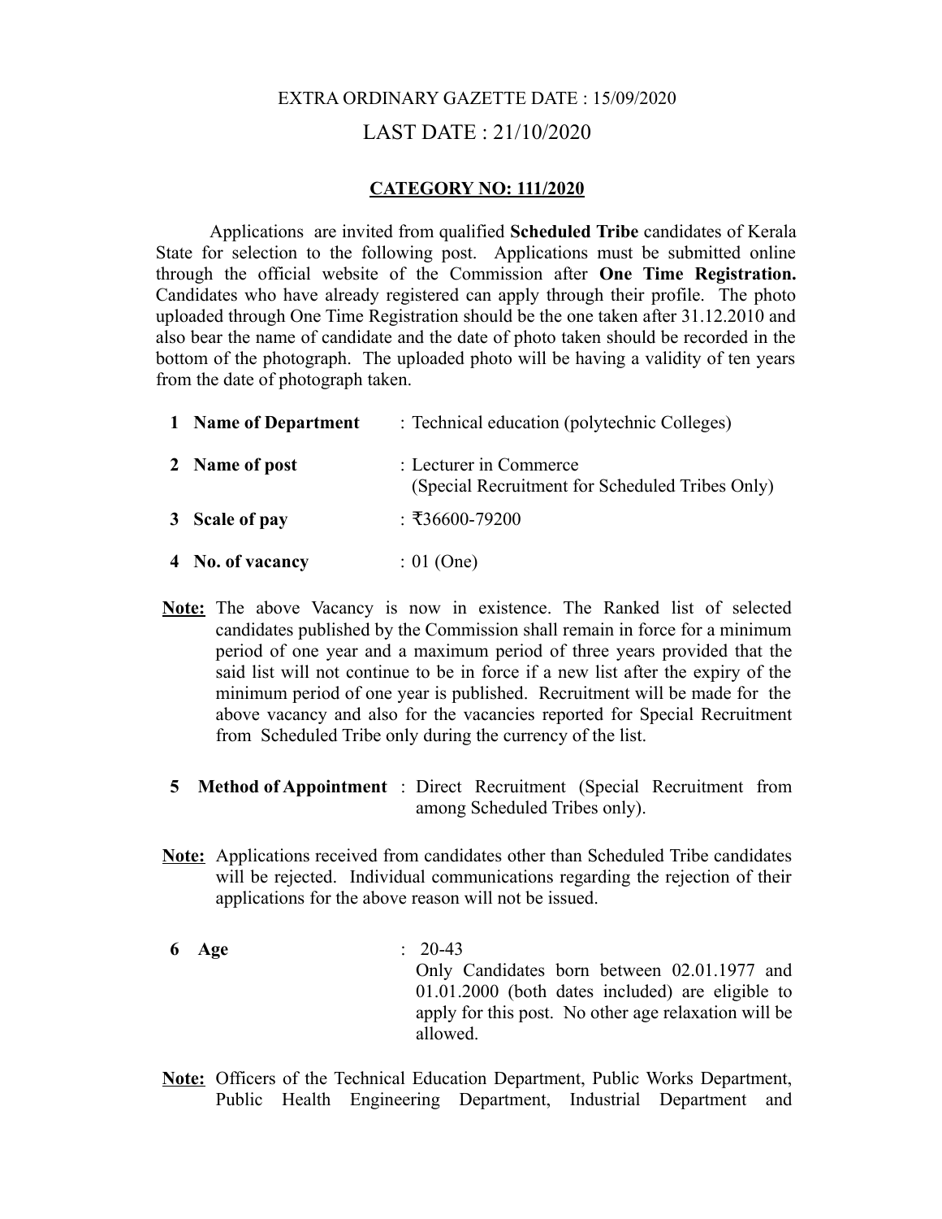EXTRA ORDINARY GAZETTE DATE : 15/09/2020

LAST DATE : 21/10/2020

**CATEGORY NO: 111/2020**

Applications are invited from qualified **Scheduled Tribe** candidates of Kerala State for selection to the following post. Applications must be submitted online through the official website of the Commission after **One Time Registration.** Candidates who have already registered can apply through their profile. The photo uploaded through One Time Registration should be the one taken after 31.12.2010 and also bear the name of candidate and the date of photo taken should be recorded in the bottom of the photograph. The uploaded photo will be having a validity of ten years from the date of photograph taken.

1. **Name of Department** : Technical education (polytechnic Colleges)
2. **Name of post** : Lecturer in Commerce (Special Recruitment for Scheduled Tribes Only)
3. **Scale of pay** : ₹36600-79200
4. **No. of vacancy** : 01 (One)

**Note:** The above Vacancy is now in existence. The Ranked list of selected candidates published by the Commission shall remain in force for a minimum period of one year and a maximum period of three years provided that the said list will not continue to be in force if a new list after the expiry of the minimum period of one year is published. Recruitment will be made for the above vacancy and also for the vacancies reported for Special Recruitment from Scheduled Tribe only during the currency of the list.

5. **Method of Appointment** : Direct Recruitment (Special Recruitment from among Scheduled Tribes only).

**Note:** Applications received from candidates other than Scheduled Tribe candidates will be rejected. Individual communications regarding the rejection of their applications for the above reason will not be issued.

6. **Age** : 20-43
   Only Candidates born between 02.01.1977 and 01.01.2000 (both dates included) are eligible to apply for this post. No other age relaxation will be allowed.

**Note:** Officers of the Technical Education Department, Public Works Department, Public Health Engineering Department, Industrial Department and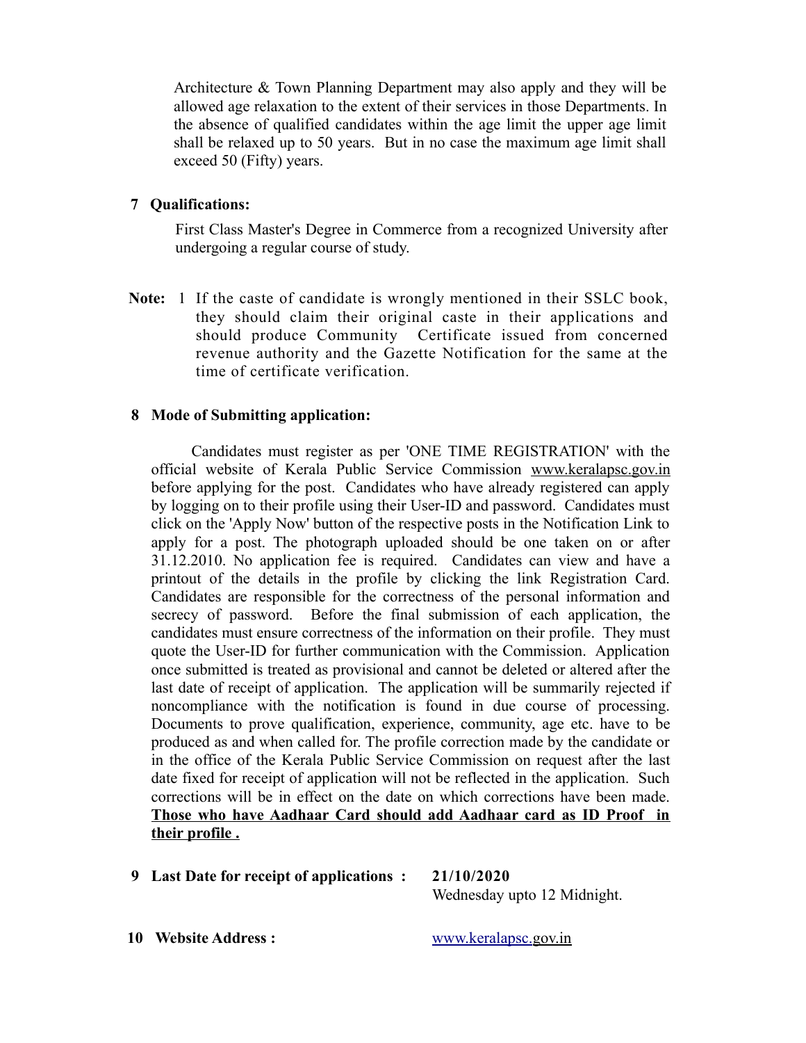Architecture & Town Planning Department may also apply and they will be allowed age relaxation to the extent of their services in those Departments. In the absence of qualified candidates within the age limit the upper age limit shall be relaxed up to 50 years. But in no case the maximum age limit shall exceed 50 (Fifty) years.

**7 Qualifications:**

First Class Master's Degree in Commerce from a recognized University after undergoing a regular course of study.

**Note:** 1 If the caste of candidate is wrongly mentioned in their SSLC book, they should claim their original caste in their applications and should produce Community Certificate issued from concerned revenue authority and the Gazette Notification for the same at the time of certificate verification.

**8 Mode of Submitting application:**

Candidates must register as per 'ONE TIME REGISTRATION' with the official website of Kerala Public Service Commission www.keralapsc.gov.in before applying for the post. Candidates who have already registered can apply by logging on to their profile using their User-ID and password. Candidates must click on the 'Apply Now' button of the respective posts in the Notification Link to apply for a post. The photograph uploaded should be one taken on or after 31.12.2010. No application fee is required. Candidates can view and have a printout of the details in the profile by clicking the link Registration Card. Candidates are responsible for the correctness of the personal information and secrecy of password. Before the final submission of each application, the candidates must ensure correctness of the information on their profile. They must quote the User-ID for further communication with the Commission. Application once submitted is treated as provisional and cannot be deleted or altered after the last date of receipt of application. The application will be summarily rejected if noncompliance with the notification is found in due course of processing. Documents to prove qualification, experience, community, age etc. have to be produced as and when called for. The profile correction made by the candidate or in the office of the Kerala Public Service Commission on request after the last date fixed for receipt of application will not be reflected in the application. Such corrections will be in effect on the date on which corrections have been made. **Those who have Aadhaar Card should add Aadhaar card as ID Proof in their profile .**

**9 Last Date for receipt of applications :** **21/10/2020**
Wednesday upto 12 Midnight.

**10 Website Address :** www.keralapsc.gov.in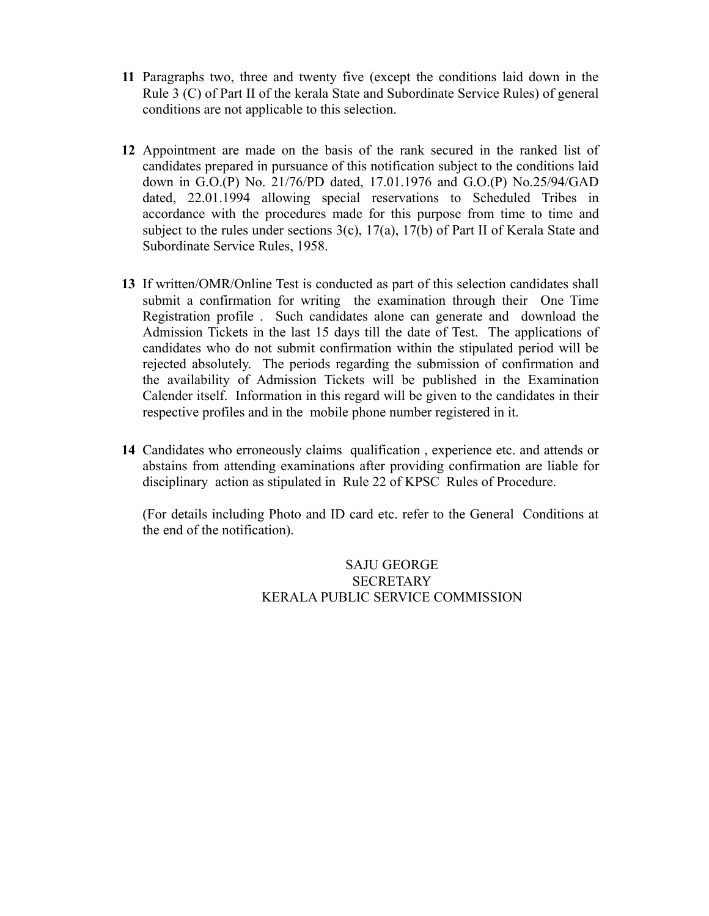**11** Paragraphs two, three and twenty five (except the conditions laid down in the Rule 3 (C) of Part II of the kerala State and Subordinate Service Rules) of general conditions are not applicable to this selection.

**12** Appointment are made on the basis of the rank secured in the ranked list of candidates prepared in pursuance of this notification subject to the conditions laid down in G.O.(P) No. 21/76/PD dated, 17.01.1976 and G.O.(P) No.25/94/GAD dated, 22.01.1994 allowing special reservations to Scheduled Tribes in accordance with the procedures made for this purpose from time to time and subject to the rules under sections 3(c), 17(a), 17(b) of Part II of Kerala State and Subordinate Service Rules, 1958.

**13** If written/OMR/Online Test is conducted as part of this selection candidates shall submit a confirmation for writing the examination through their One Time Registration profile . Such candidates alone can generate and download the Admission Tickets in the last 15 days till the date of Test. The applications of candidates who do not submit confirmation within the stipulated period will be rejected absolutely. The periods regarding the submission of confirmation and the availability of Admission Tickets will be published in the Examination Calender itself. Information in this regard will be given to the candidates in their respective profiles and in the mobile phone number registered in it.

**14** Candidates who erroneously claims qualification , experience etc. and attends or abstains from attending examinations after providing confirmation are liable for disciplinary action as stipulated in Rule 22 of KPSC Rules of Procedure.

(For details including Photo and ID card etc. refer to the General Conditions at the end of the notification).

SAJU GEORGE
SECRETARY
KERALA PUBLIC SERVICE COMMISSION